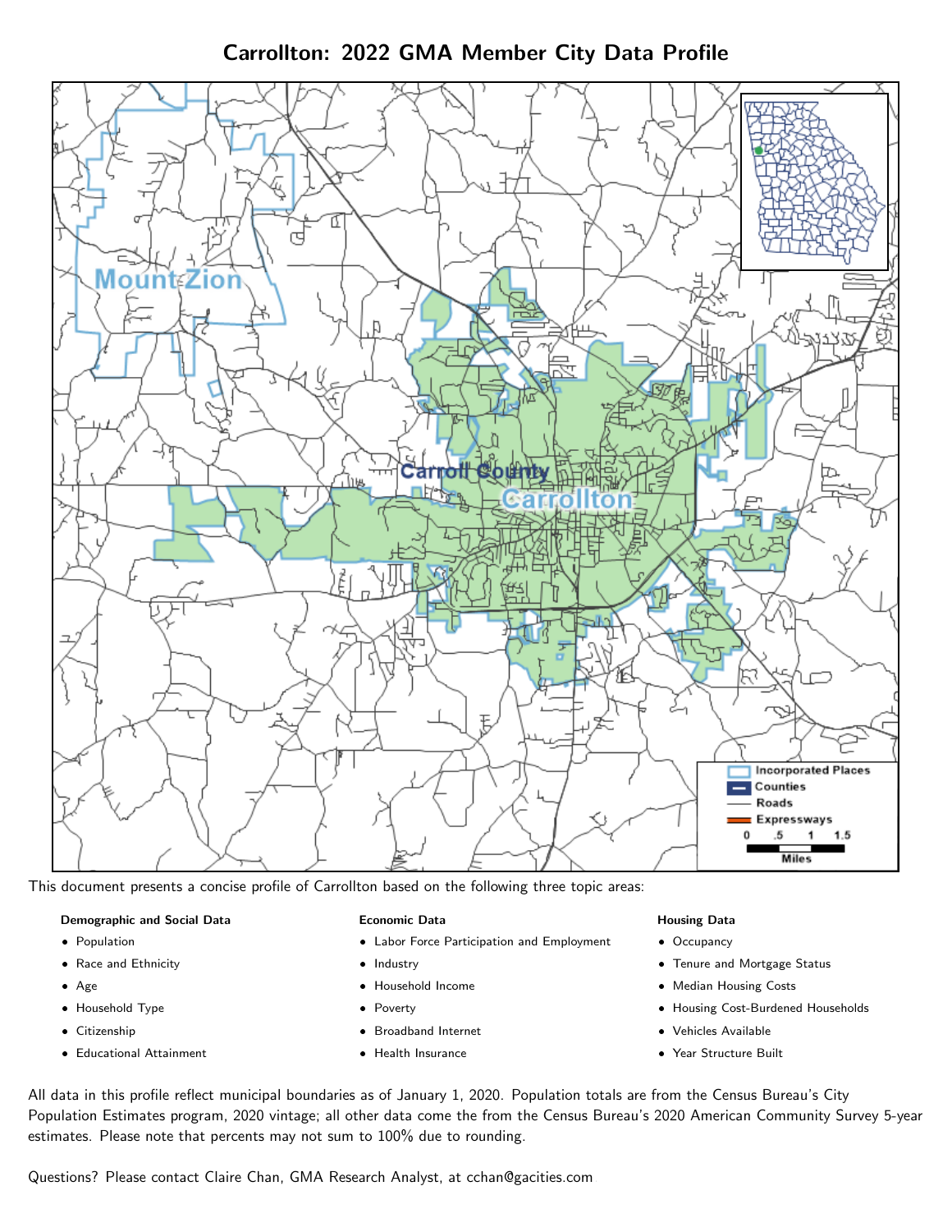# Carrollton: 2022 GMA Member City Data Profile

This document presents a concise profile of Carrollton based on the following three topic areas:

**Demographic and Social Data**

- Population
- Race and Ethnicity
- Age
- Household Type
- Citizenship
- Educational Attainment

**Economic Data**

- Labor Force Participation and Employment
- Industry
- Household Income
- Poverty
- Broadband Internet
- Health Insurance

**Housing Data**

- Occupancy
- Tenure and Mortgage Status
- Median Housing Costs
- Housing Cost-Burdened Households
- Vehicles Available
- Year Structure Built

All data in this profile reflect municipal boundaries as of January 1, 2020. Population totals are from the Census Bureau's City Population Estimates program, 2020 vintage; all other data come the from the Census Bureau's 2020 American Community Survey 5-year estimates. Please note that percents may not sum to 100% due to rounding.

Questions? Please contact Claire Chan, GMA Research Analyst, at cchan@gacities.com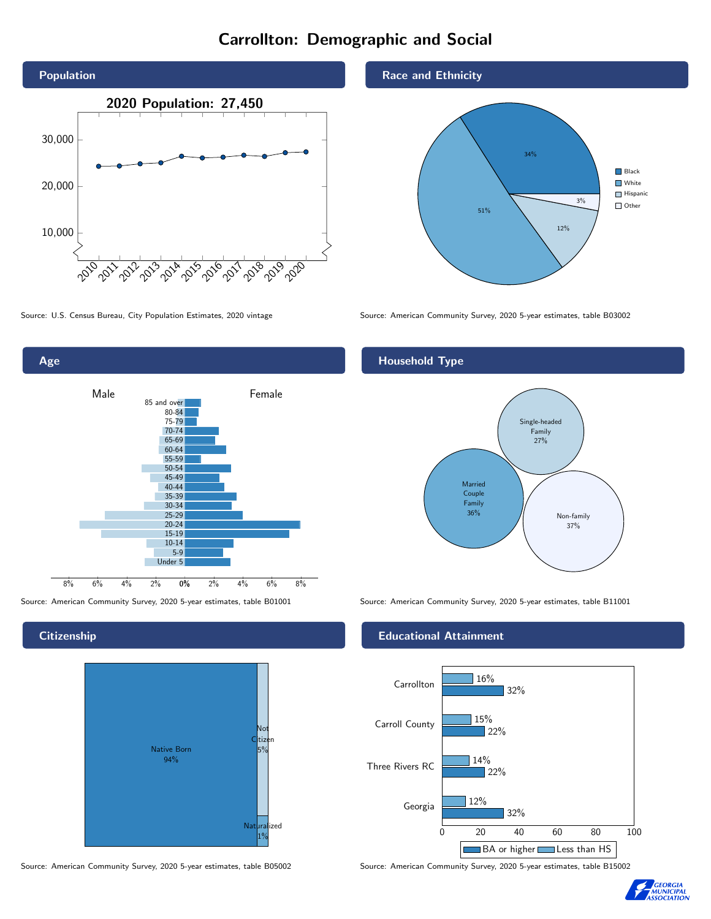# Carrollton: Demographic and Social

## Population

2020 Population: 27,450

Source: U.S. Census Bureau, City Population Estimates, 2020 vintage

## Race and Ethnicity

| Race/Ethnicity | Percent |
|---|---|
| Black | 34% |
| White | 51% |
| Hispanic | 12% |
| Other | 3% |

Source: American Community Survey, 2020 5-year estimates, table B03002

## Age

Source: American Community Survey, 2020 5-year estimates, table B01001

## Household Type

| Household Type | Percent |
|---|---|
| Married Couple Family | 36% |
| Single-headed Family | 27% |
| Non-family | 37% |

Source: American Community Survey, 2020 5-year estimates, table B11001

## Citizenship

| Citizenship | Percent |
|---|---|
| Native Born | 94% |
| Not Citizen | 5% |
| Naturalized | 1% |

Source: American Community Survey, 2020 5-year estimates, table B05002

## Educational Attainment

| Area | Less than HS | BA or higher |
|---|---|---|
| Carrollton | 16% | 32% |
| Carroll County | 15% | 22% |
| Three Rivers RC | 14% | 22% |
| Georgia | 12% | 32% |

Source: American Community Survey, 2020 5-year estimates, table B15002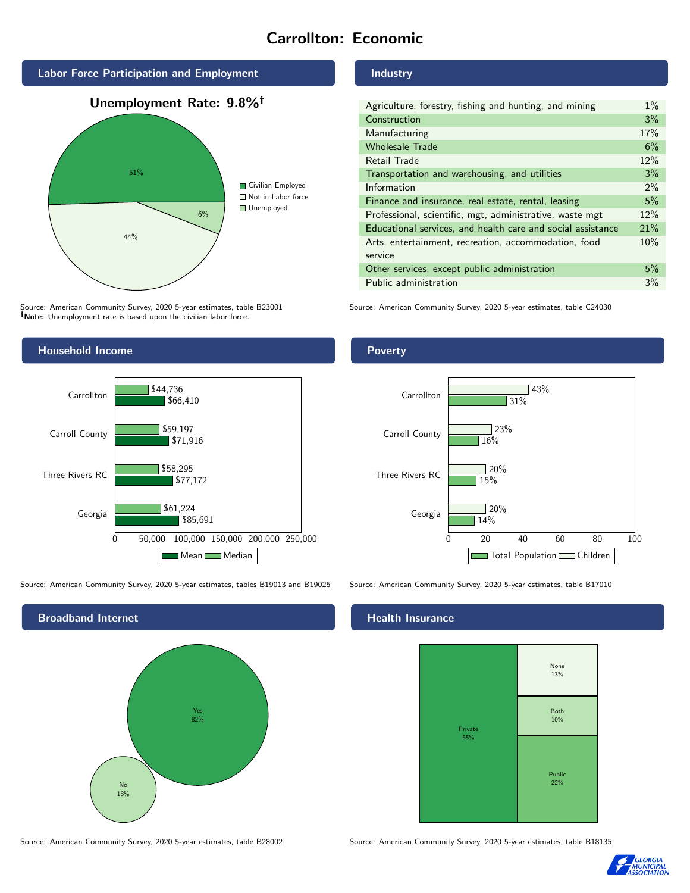# Carrollton: Economic

## Labor Force Participation and Employment

**Unemployment Rate: 9.8%†**

| Category | Percent |
|---|---|
| Civilian Employed | 51% |
| Not in Labor force | 44% |
| Unemployed | 6% |

Source: American Community Survey, 2020 5-year estimates, table B23001
**†Note:** Unemployment rate is based upon the civilian labor force.

## Industry

| Industry | Percent |
|---|---|
| Agriculture, forestry, fishing and hunting, and mining | 1% |
| Construction | 3% |
| Manufacturing | 17% |
| Wholesale Trade | 6% |
| Retail Trade | 12% |
| Transportation and warehousing, and utilities | 3% |
| Information | 2% |
| Finance and insurance, real estate, rental, leasing | 5% |
| Professional, scientific, mgt, administrative, waste mgt | 12% |
| Educational services, and health care and social assistance | 21% |
| Arts, entertainment, recreation, accommodation, food service | 10% |
| Other services, except public administration | 5% |
| Public administration | 3% |

Source: American Community Survey, 2020 5-year estimates, table C24030

## Household Income

| Area | Median | Mean |
|---|---|---|
| Carrollton | $44,736 | $66,410 |
| Carroll County | $59,197 | $71,916 |
| Three Rivers RC | $58,295 | $77,172 |
| Georgia | $61,224 | $85,691 |

Source: American Community Survey, 2020 5-year estimates, tables B19013 and B19025

## Poverty

| Area | Children | Total Population |
|---|---|---|
| Carrollton | 43% | 31% |
| Carroll County | 23% | 16% |
| Three Rivers RC | 20% | 15% |
| Georgia | 20% | 14% |

Source: American Community Survey, 2020 5-year estimates, table B17010

## Broadband Internet

| Response | Percent |
|---|---|
| Yes | 82% |
| No | 18% |

Source: American Community Survey, 2020 5-year estimates, table B28002

## Health Insurance

| Type | Percent |
|---|---|
| Private | 55% |
| Public | 22% |
| None | 13% |
| Both | 10% |

Source: American Community Survey, 2020 5-year estimates, table B18135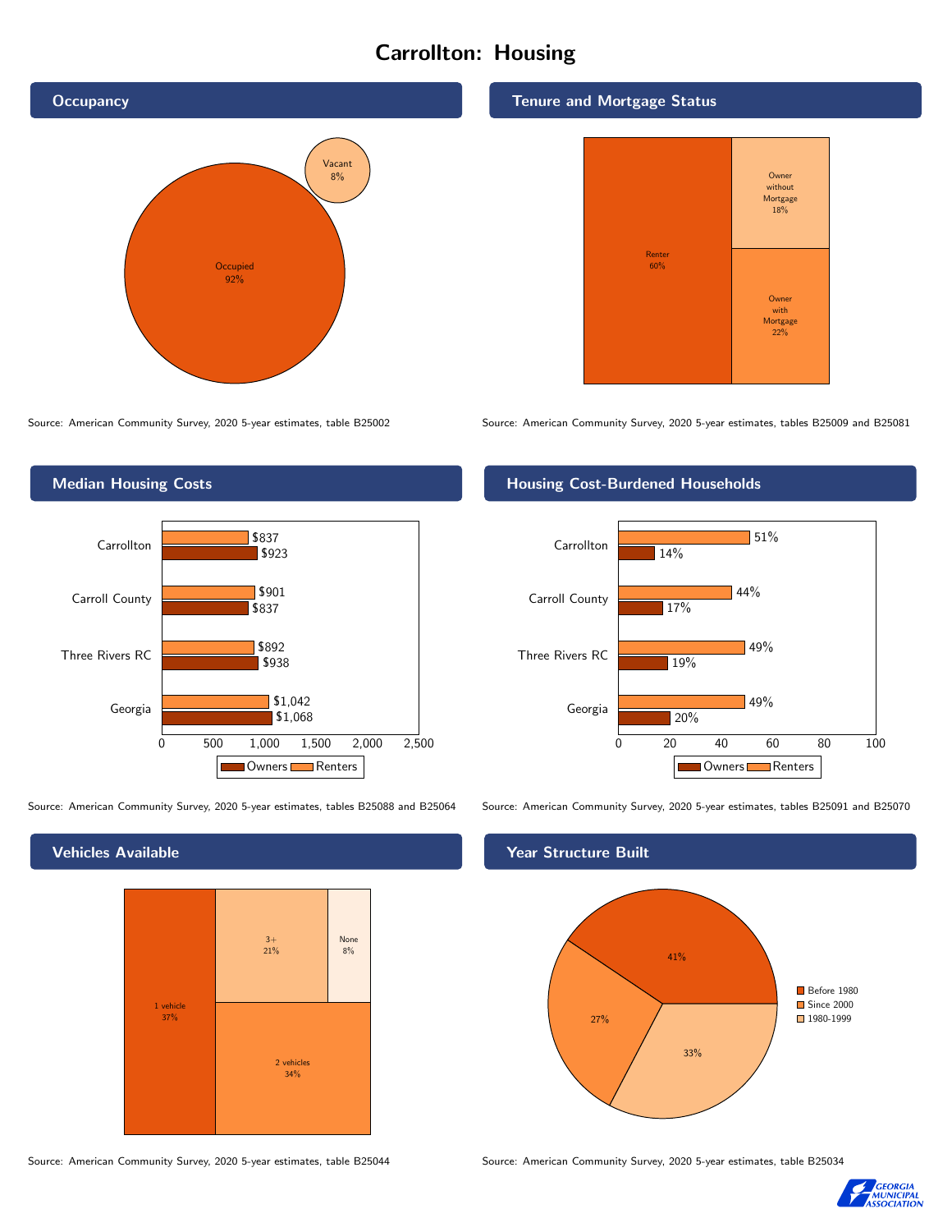# Carrollton: Housing

## Occupancy

Vacant
8%

Occupied
92%

Source: American Community Survey, 2020 5-year estimates, table B25002

## Tenure and Mortgage Status

Renter
60%

Owner without Mortgage
18%

Owner with Mortgage
22%

Source: American Community Survey, 2020 5-year estimates, tables B25009 and B25081

## Median Housing Costs

Carrollton
$837
$923

Carroll County
$901
$837

Three Rivers RC
$892
$938

Georgia
$1,042
$1,068

0 500 1,000 1,500 2,000 2,500

Owners Renters

Source: American Community Survey, 2020 5-year estimates, tables B25088 and B25064

## Housing Cost-Burdened Households

Carrollton
51%
14%

Carroll County
44%
17%

Three Rivers RC
49%
19%

Georgia
49%
20%

0 20 40 60 80 100

Owners Renters

Source: American Community Survey, 2020 5-year estimates, tables B25091 and B25070

## Vehicles Available

1 vehicle
37%

3+
21%

None
8%

2 vehicles
34%

Source: American Community Survey, 2020 5-year estimates, table B25044

## Year Structure Built

41%

27%

33%

Before 1980
Since 2000
1980-1999

Source: American Community Survey, 2020 5-year estimates, table B25034

GEORGIA MUNICIPAL ASSOCIATION